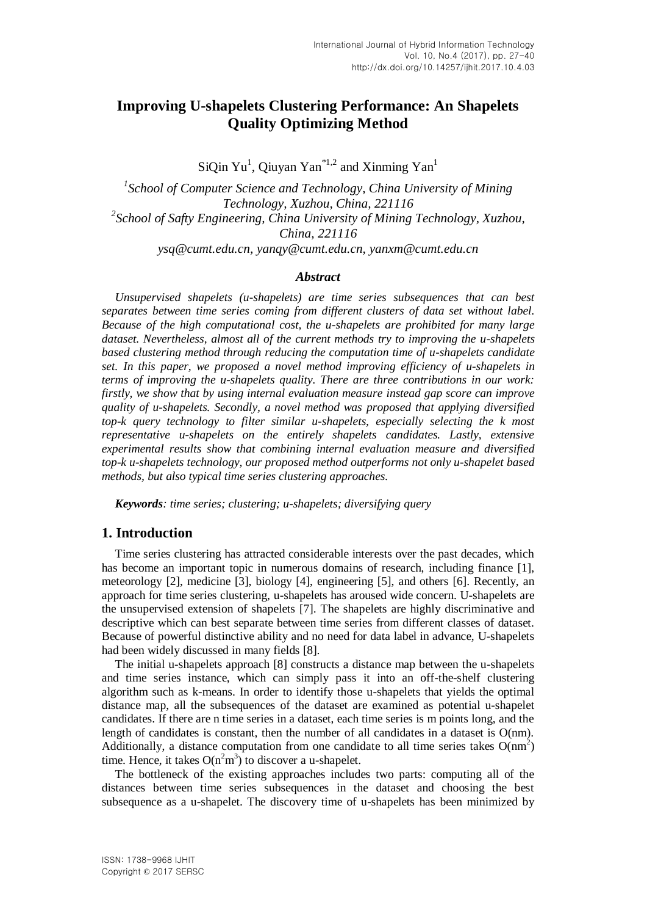# Improving U-shapelets Clustering Performance: An Shapelets Quality Optimizing Method

SiQin Yu[1], Qiuyan Yan[*1,2] and Xinming Yan[1]

[1]*School of Computer Science and Technology, China University of Mining Technology, Xuzhou, China, 221116*
[2]*School of Safty Engineering, China University of Mining Technology, Xuzhou, China, 221116*
*ysq@cumt.edu.cn, yanqy@cumt.edu.cn, yanxm@cumt.edu.cn*

### *Abstract*

*Unsupervised shapelets (u-shapelets) are time series subsequences that can best separates between time series coming from different clusters of data set without label. Because of the high computational cost, the u-shapelets are prohibited for many large dataset. Nevertheless, almost all of the current methods try to improving the u-shapelets based clustering method through reducing the computation time of u-shapelets candidate set. In this paper, we proposed a novel method improving efficiency of u-shapelets in terms of improving the u-shapelets quality. There are three contributions in our work: firstly, we show that by using internal evaluation measure instead gap score can improve quality of u-shapelets. Secondly, a novel method was proposed that applying diversified top-k query technology to filter similar u-shapelets, especially selecting the k most representative u-shapelets on the entirely shapelets candidates. Lastly, extensive experimental results show that combining internal evaluation measure and diversified top-k u-shapelets technology, our proposed method outperforms not only u-shapelet based methods, but also typical time series clustering approaches.*

***Keywords**: time series; clustering; u-shapelets; diversifying query*

## 1. Introduction

Time series clustering has attracted considerable interests over the past decades, which has become an important topic in numerous domains of research, including finance [1], meteorology [2], medicine [3], biology [4], engineering [5], and others [6]. Recently, an approach for time series clustering, u-shapelets has aroused wide concern. U-shapelets are the unsupervised extension of shapelets [7]. The shapelets are highly discriminative and descriptive which can best separate between time series from different classes of dataset. Because of powerful distinctive ability and no need for data label in advance, U-shapelets had been widely discussed in many fields [8].

The initial u-shapelets approach [8] constructs a distance map between the u-shapelets and time series instance, which can simply pass it into an off-the-shelf clustering algorithm such as k-means. In order to identify those u-shapelets that yields the optimal distance map, all the subsequences of the dataset are examined as potential u-shapelet candidates. If there are n time series in a dataset, each time series is m points long, and the length of candidates is constant, then the number of all candidates in a dataset is $O(nm)$. Additionally, a distance computation from one candidate to all time series takes $O(nm^2)$ time. Hence, it takes $O(n^2m^3)$ to discover a u-shapelet.

The bottleneck of the existing approaches includes two parts: computing all of the distances between time series subsequences in the dataset and choosing the best subsequence as a u-shapelet. The discovery time of u-shapelets has been minimized by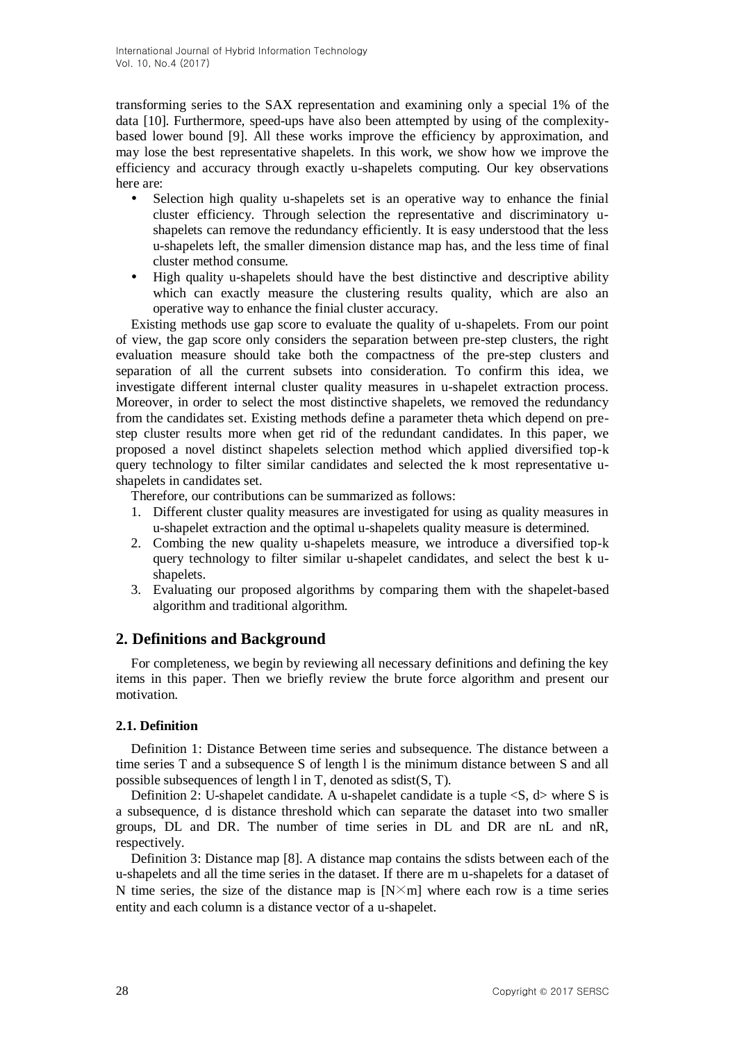transforming series to the SAX representation and examining only a special 1% of the data [10]. Furthermore, speed-ups have also been attempted by using of the complexity-based lower bound [9]. All these works improve the efficiency by approximation, and may lose the best representative shapelets. In this work, we show how we improve the efficiency and accuracy through exactly u-shapelets computing. Our key observations here are:

- Selection high quality u-shapelets set is an operative way to enhance the finial cluster efficiency. Through selection the representative and discriminatory u-shapelets can remove the redundancy efficiently. It is easy understood that the less u-shapelets left, the smaller dimension distance map has, and the less time of final cluster method consume.
- High quality u-shapelets should have the best distinctive and descriptive ability which can exactly measure the clustering results quality, which are also an operative way to enhance the finial cluster accuracy.

Existing methods use gap score to evaluate the quality of u-shapelets. From our point of view, the gap score only considers the separation between pre-step clusters, the right evaluation measure should take both the compactness of the pre-step clusters and separation of all the current subsets into consideration. To confirm this idea, we investigate different internal cluster quality measures in u-shapelet extraction process. Moreover, in order to select the most distinctive shapelets, we removed the redundancy from the candidates set. Existing methods define a parameter theta which depend on pre-step cluster results more when get rid of the redundant candidates. In this paper, we proposed a novel distinct shapelets selection method which applied diversified top-k query technology to filter similar candidates and selected the k most representative u-shapelets in candidates set.

Therefore, our contributions can be summarized as follows:

1. Different cluster quality measures are investigated for using as quality measures in u-shapelet extraction and the optimal u-shapelets quality measure is determined.
2. Combing the new quality u-shapelets measure, we introduce a diversified top-k query technology to filter similar u-shapelet candidates, and select the best k u-shapelets.
3. Evaluating our proposed algorithms by comparing them with the shapelet-based algorithm and traditional algorithm.

## 2. Definitions and Background

For completeness, we begin by reviewing all necessary definitions and defining the key items in this paper. Then we briefly review the brute force algorithm and present our motivation.

### 2.1. Definition

Definition 1: Distance Between time series and subsequence. The distance between a time series T and a subsequence S of length l is the minimum distance between S and all possible subsequences of length l in T, denoted as sdist(S, T).

Definition 2: U-shapelet candidate. A u-shapelet candidate is a tuple <S, d> where S is a subsequence, d is distance threshold which can separate the dataset into two smaller groups, DL and DR. The number of time series in DL and DR are nL and nR, respectively.

Definition 3: Distance map [8]. A distance map contains the sdists between each of the u-shapelets and all the time series in the dataset. If there are m u-shapelets for a dataset of N time series, the size of the distance map is $[N \times m]$ where each row is a time series entity and each column is a distance vector of a u-shapelet.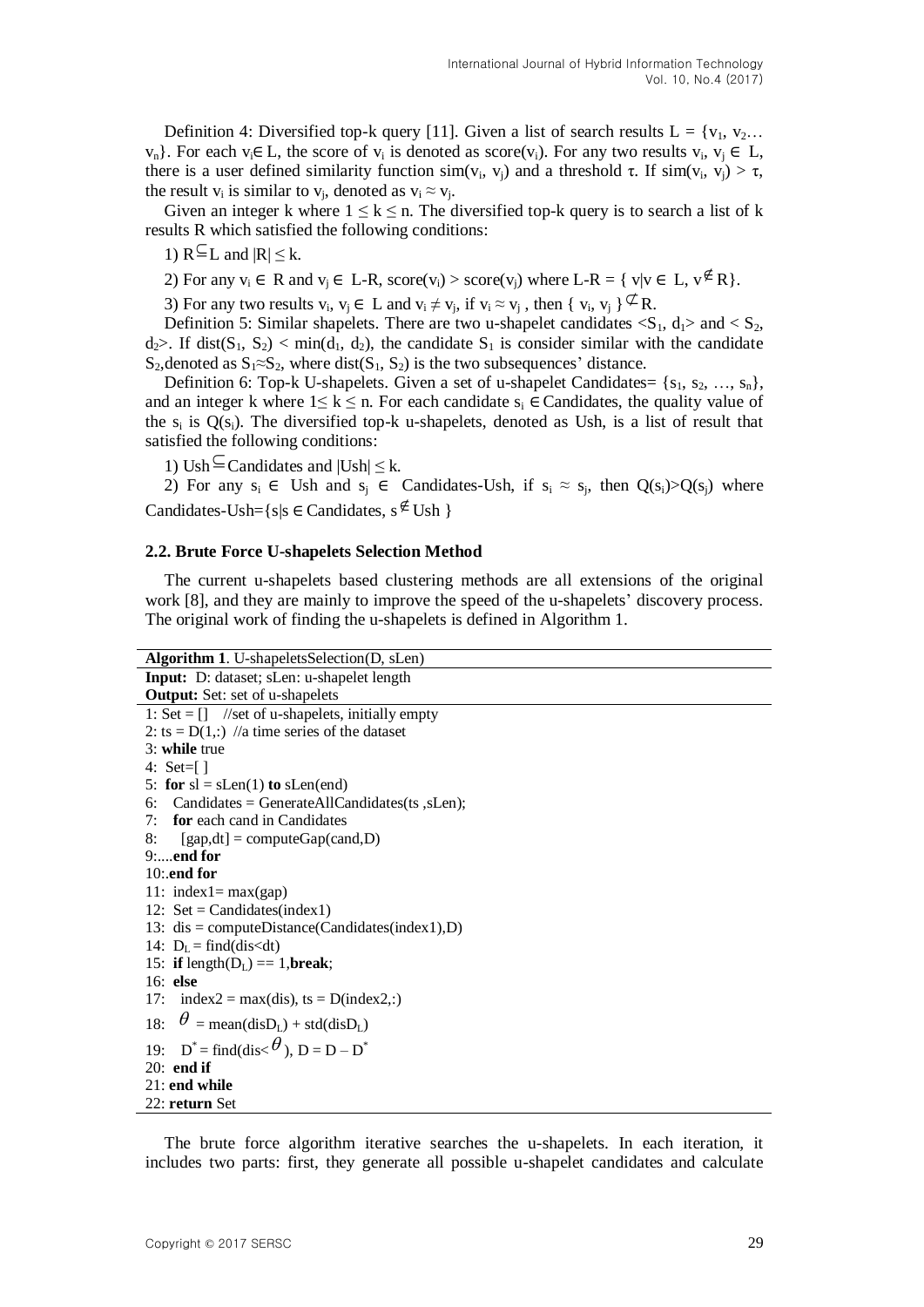Definition 4: Diversified top-k query [11]. Given a list of search results $L = \{v_1, v_2 \ldots v_n\}$. For each $v_i \in L$, the score of $v_i$ is denoted as score($v_i$). For any two results $v_i, v_j \in L$, there is a user defined similarity function sim($v_i$, $v_j$) and a threshold $\tau$. If sim($v_i$, $v_j$) > $\tau$, the result $v_i$ is similar to $v_j$, denoted as $v_i \approx v_j$.

Given an integer k where $1 \leq k \leq n$. The diversified top-k query is to search a list of k results R which satisfied the following conditions:

1) $R \subseteq L$ and $|R| \leq k$.

2) For any $v_i \in R$ and $v_j \in L\text{-}R$, score($v_i$) > score($v_j$) where $L\text{-}R = \{ v | v \in L, v \notin R\}$.

3) For any two results $v_i, v_j \in L$ and $v_i \neq v_j$, if $v_i \approx v_j$, then $\{ v_i, v_j \} \not\subset R$.

Definition 5: Similar shapelets. There are two u-shapelet candidates $<S_1, d_1>$ and $< S_2, d_2>$. If dist($S_1$, $S_2$) < min($d_1$, $d_2$), the candidate $S_1$ is consider similar with the candidate $S_2$, denoted as $S_1 \approx S_2$, where dist($S_1$, $S_2$) is the two subsequences' distance.

Definition 6: Top-k U-shapelets. Given a set of u-shapelet Candidates= $\{s_1, s_2, \ldots, s_n\}$, and an integer k where $1 \leq k \leq n$. For each candidate $s_i \in$ Candidates, the quality value of the $s_i$ is $Q(s_i)$. The diversified top-k u-shapelets, denoted as Ush, is a list of result that satisfied the following conditions:

1) Ush $\subseteq$ Candidates and $|\text{Ush}| \leq k$.

2) For any $s_i \in$ Ush and $s_j \in$ Candidates-Ush, if $s_i \approx s_j$, then $Q(s_i) > Q(s_j)$ where Candidates-Ush=$\{s | s \in \text{Candidates}, s \notin \text{Ush} \}$

### 2.2. Brute Force U-shapelets Selection Method

The current u-shapelets based clustering methods are all extensions of the original work [8], and they are mainly to improve the speed of the u-shapelets' discovery process. The original work of finding the u-shapelets is defined in Algorithm 1.

**Algorithm 1**. U-shapeletsSelection(D, sLen)

**Input:** D: dataset; sLen: u-shapelet length

**Output:** Set: set of u-shapelets

```
1: Set = []   //set of u-shapelets, initially empty
2: ts = D(1,:)  //a time series of the dataset
3: while true
4:  Set=[ ]
5:  for sl = sLen(1) to sLen(end)
6:    Candidates = GenerateAllCandidates(ts ,sLen);
7:    for each cand in Candidates
8:      [gap,dt] = computeGap(cand,D)
9:....end for
10:.end for
11:  index1= max(gap)
12:  Set = Candidates(index1)
13:  dis = computeDistance(Candidates(index1),D)
14:  D_L = find(dis<dt)
15:  if length(D_L) == 1,break;
16:  else
17:    index2 = max(dis), ts = D(index2,:)
18:    θ = mean(disD_L) + std(disD_L)
19:    D* = find(dis<θ), D = D – D*
20:  end if
21: end while
22: return Set
```

The brute force algorithm iterative searches the u-shapelets. In each iteration, it includes two parts: first, they generate all possible u-shapelet candidates and calculate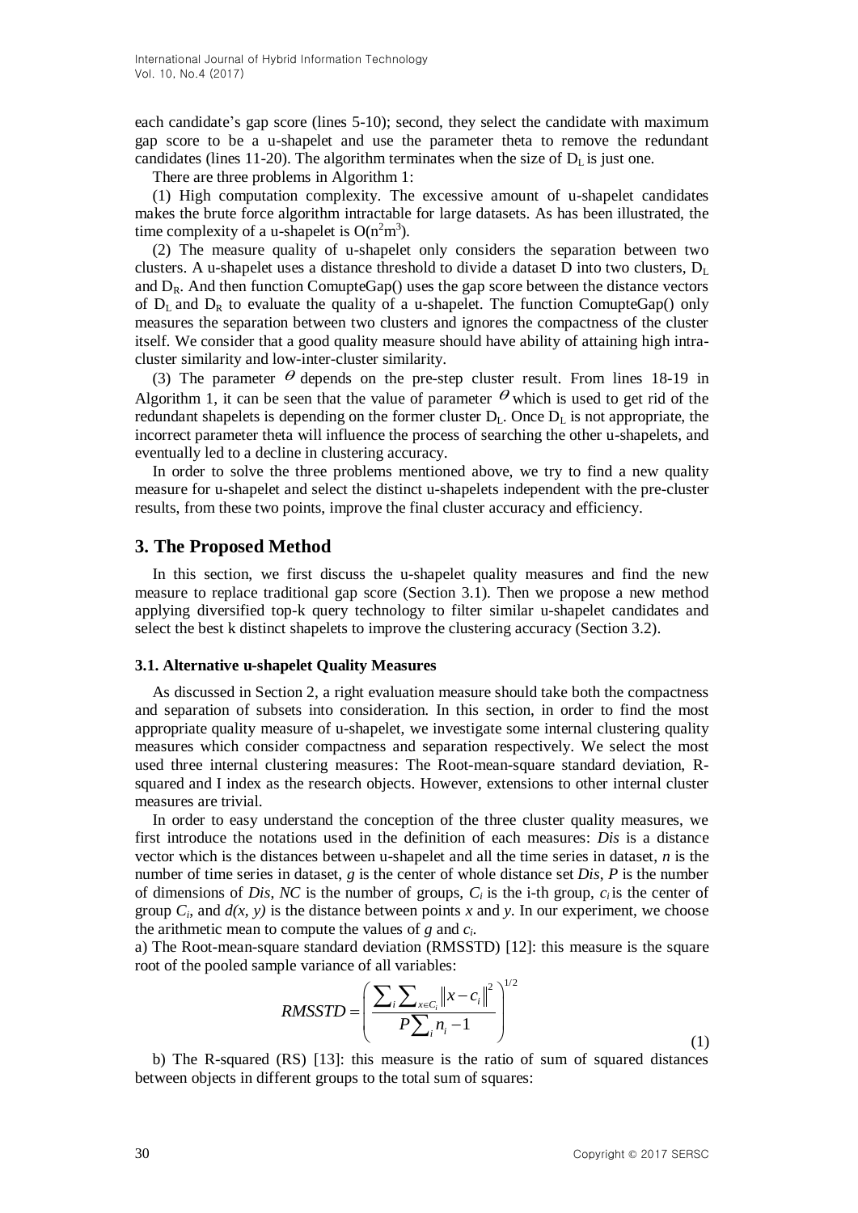each candidate's gap score (lines 5-10); second, they select the candidate with maximum gap score to be a u-shapelet and use the parameter theta to remove the redundant candidates (lines 11-20). The algorithm terminates when the size of $D_L$ is just one.

There are three problems in Algorithm 1:

(1) High computation complexity. The excessive amount of u-shapelet candidates makes the brute force algorithm intractable for large datasets. As has been illustrated, the time complexity of a u-shapelet is $O(n^2m^3)$.

(2) The measure quality of u-shapelet only considers the separation between two clusters. A u-shapelet uses a distance threshold to divide a dataset D into two clusters, $D_L$ and $D_R$. And then function ComupteGap() uses the gap score between the distance vectors of $D_L$ and $D_R$ to evaluate the quality of a u-shapelet. The function ComupteGap() only measures the separation between two clusters and ignores the compactness of the cluster itself. We consider that a good quality measure should have ability of attaining high intra-cluster similarity and low-inter-cluster similarity.

(3) The parameter $\theta$ depends on the pre-step cluster result. From lines 18-19 in Algorithm 1, it can be seen that the value of parameter $\theta$ which is used to get rid of the redundant shapelets is depending on the former cluster $D_L$. Once $D_L$ is not appropriate, the incorrect parameter theta will influence the process of searching the other u-shapelets, and eventually led to a decline in clustering accuracy.

In order to solve the three problems mentioned above, we try to find a new quality measure for u-shapelet and select the distinct u-shapelets independent with the pre-cluster results, from these two points, improve the final cluster accuracy and efficiency.

## 3. The Proposed Method

In this section, we first discuss the u-shapelet quality measures and find the new measure to replace traditional gap score (Section 3.1). Then we propose a new method applying diversified top-k query technology to filter similar u-shapelet candidates and select the best k distinct shapelets to improve the clustering accuracy (Section 3.2).

### 3.1. Alternative u-shapelet Quality Measures

As discussed in Section 2, a right evaluation measure should take both the compactness and separation of subsets into consideration. In this section, in order to find the most appropriate quality measure of u-shapelet, we investigate some internal clustering quality measures which consider compactness and separation respectively. We select the most used three internal clustering measures: The Root-mean-square standard deviation, R-squared and I index as the research objects. However, extensions to other internal cluster measures are trivial.

In order to easy understand the conception of the three cluster quality measures, we first introduce the notations used in the definition of each measures: *Dis* is a distance vector which is the distances between u-shapelet and all the time series in dataset, *n* is the number of time series in dataset, *g* is the center of whole distance set *Dis*, *P* is the number of dimensions of *Dis*, *NC* is the number of groups, $C_i$ is the i-th group, $c_i$ is the center of group $C_i$, and $d(x, y)$ is the distance between points *x* and *y*. In our experiment, we choose the arithmetic mean to compute the values of *g* and $c_i$.

a) The Root-mean-square standard deviation (RMSSTD) [12]: this measure is the square root of the pooled sample variance of all variables:

$$RMSSTD = \left( \frac{\sum_i \sum_{x \in C_i} \left\| x - c_i \right\|^2}{P \sum_i n_i - 1} \right)^{1/2} \tag{1}$$

b) The R-squared (RS) [13]: this measure is the ratio of sum of squared distances between objects in different groups to the total sum of squares: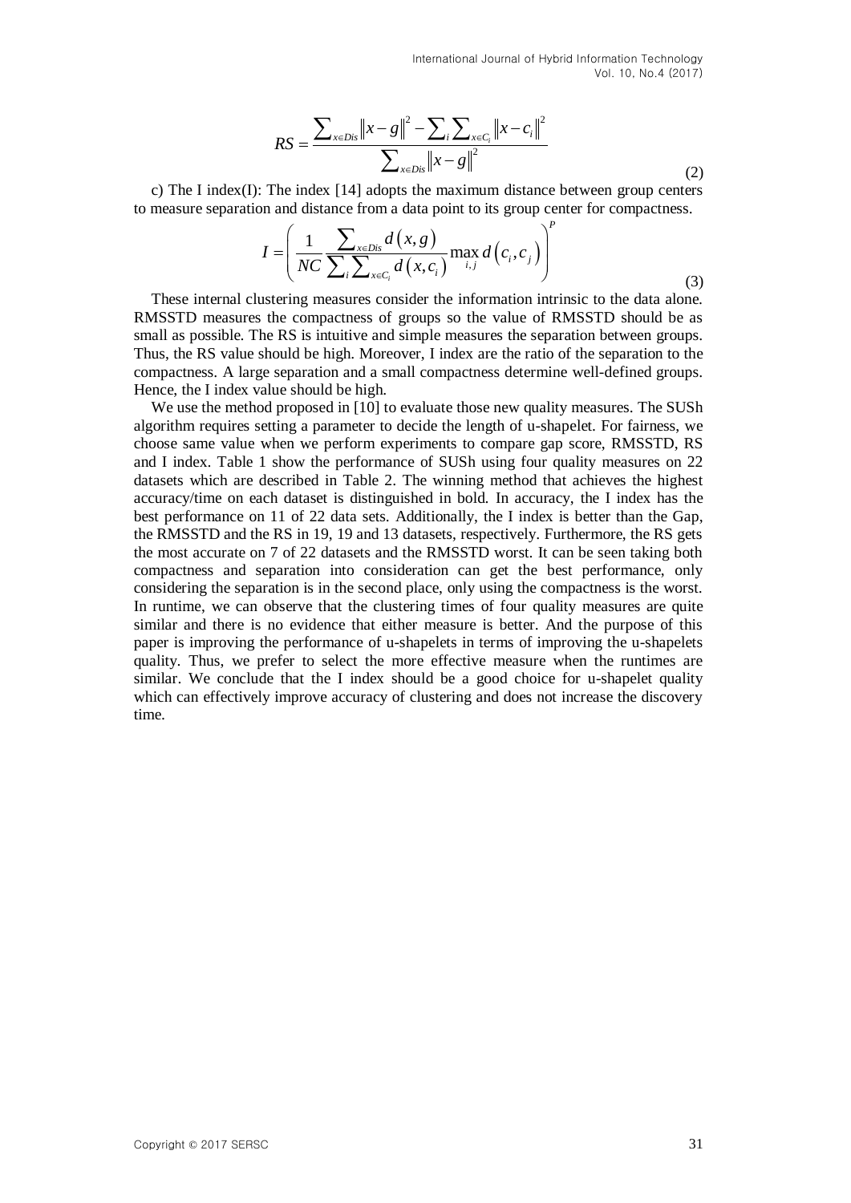$$RS = \frac{\sum_{x \in Dis} \left\| x - g \right\|^2 - \sum_i \sum_{x \in C_i} \left\| x - c_i \right\|^2}{\sum_{x \in Dis} \left\| x - g \right\|^2} \tag{2}$$

c) The I index(I): The index [14] adopts the maximum distance between group centers to measure separation and distance from a data point to its group center for compactness.

$$I = \left( \frac{1}{NC} \frac{\sum_{x \in Dis} d(x, g)}{\sum_i \sum_{x \in C_i} d(x, c_i)} \max_{i,j} d(c_i, c_j) \right)^P \tag{3}$$

These internal clustering measures consider the information intrinsic to the data alone. RMSSTD measures the compactness of groups so the value of RMSSTD should be as small as possible. The RS is intuitive and simple measures the separation between groups. Thus, the RS value should be high. Moreover, I index are the ratio of the separation to the compactness. A large separation and a small compactness determine well-defined groups. Hence, the I index value should be high.

We use the method proposed in [10] to evaluate those new quality measures. The SUSh algorithm requires setting a parameter to decide the length of u-shapelet. For fairness, we choose same value when we perform experiments to compare gap score, RMSSTD, RS and I index. Table 1 show the performance of SUSh using four quality measures on 22 datasets which are described in Table 2. The winning method that achieves the highest accuracy/time on each dataset is distinguished in bold. In accuracy, the I index has the best performance on 11 of 22 data sets. Additionally, the I index is better than the Gap, the RMSSTD and the RS in 19, 19 and 13 datasets, respectively. Furthermore, the RS gets the most accurate on 7 of 22 datasets and the RMSSTD worst. It can be seen taking both compactness and separation into consideration can get the best performance, only considering the separation is in the second place, only using the compactness is the worst. In runtime, we can observe that the clustering times of four quality measures are quite similar and there is no evidence that either measure is better. And the purpose of this paper is improving the performance of u-shapelets in terms of improving the u-shapelets quality. Thus, we prefer to select the more effective measure when the runtimes are similar. We conclude that the I index should be a good choice for u-shapelet quality which can effectively improve accuracy of clustering and does not increase the discovery time.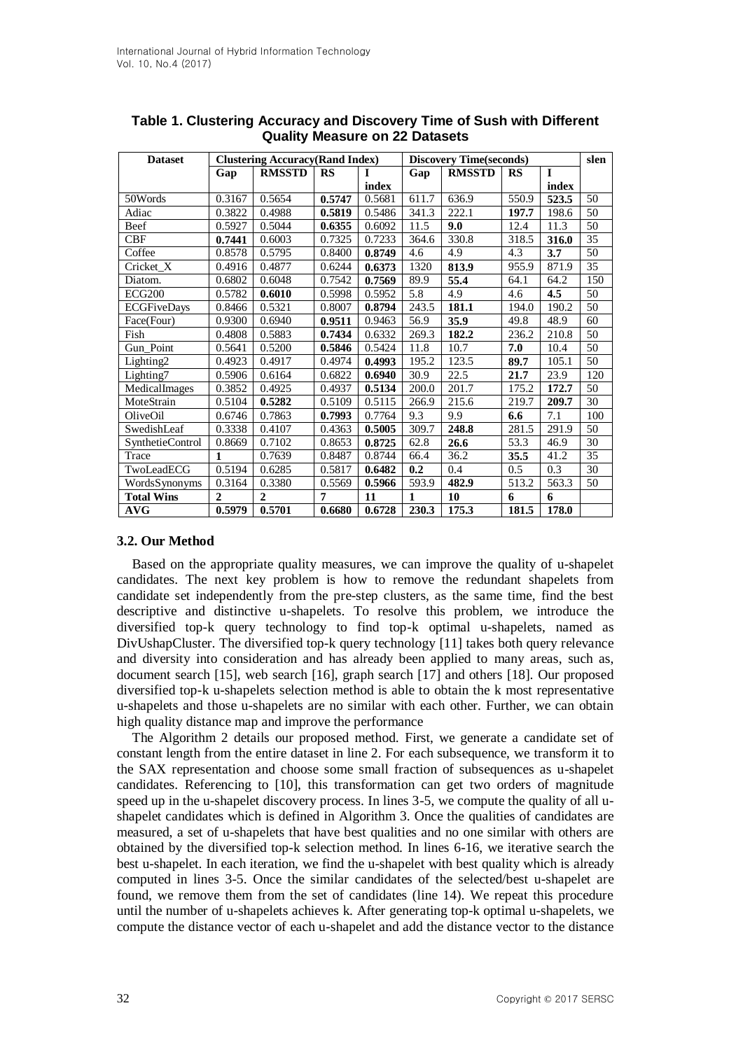**Table 1. Clustering Accuracy and Discovery Time of Sush with Different Quality Measure on 22 Datasets**

| Dataset | Clustering Accuracy(Rand Index) | | | | Discovery Time(seconds) | | | | slen |
|---|---|---|---|---|---|---|---|---|---|
| | Gap | RMSSTD | RS | I index | Gap | RMSSTD | RS | I index | |
| 50Words | 0.3167 | 0.5654 | **0.5747** | 0.5681 | 611.7 | 636.9 | 550.9 | **523.5** | 50 |
| Adiac | 0.3822 | 0.4988 | **0.5819** | 0.5486 | 341.3 | 222.1 | **197.7** | 198.6 | 50 |
| Beef | 0.5927 | 0.5044 | **0.6355** | 0.6092 | 11.5 | **9.0** | 12.4 | 11.3 | 50 |
| CBF | **0.7441** | 0.6003 | 0.7325 | 0.7233 | 364.6 | 330.8 | 318.5 | **316.0** | 35 |
| Coffee | 0.8578 | 0.5795 | 0.8400 | **0.8749** | 4.6 | 4.9 | 4.3 | **3.7** | 50 |
| Cricket_X | 0.4916 | 0.4877 | 0.6244 | **0.6373** | 1320 | **813.9** | 955.9 | 871.9 | 35 |
| Diatom. | 0.6802 | 0.6048 | 0.7542 | **0.7569** | 89.9 | **55.4** | 64.1 | 64.2 | 150 |
| ECG200 | 0.5782 | **0.6010** | 0.5998 | 0.5952 | 5.8 | 4.9 | 4.6 | **4.5** | 50 |
| ECGFiveDays | 0.8466 | 0.5321 | 0.8007 | **0.8794** | 243.5 | **181.1** | 194.0 | 190.2 | 50 |
| Face(Four) | 0.9300 | 0.6940 | **0.9511** | 0.9463 | 56.9 | **35.9** | 49.8 | 48.9 | 60 |
| Fish | 0.4808 | 0.5883 | **0.7434** | 0.6332 | 269.3 | **182.2** | 236.2 | 210.8 | 50 |
| Gun_Point | 0.5641 | 0.5200 | **0.5846** | 0.5424 | 11.8 | 10.7 | **7.0** | 10.4 | 50 |
| Lighting2 | 0.4923 | 0.4917 | 0.4974 | **0.4993** | 195.2 | 123.5 | **89.7** | 105.1 | 50 |
| Lighting7 | 0.5906 | 0.6164 | 0.6822 | **0.6940** | 30.9 | 22.5 | **21.7** | 23.9 | 120 |
| MedicalImages | 0.3852 | 0.4925 | 0.4937 | **0.5134** | 200.0 | 201.7 | 175.2 | **172.7** | 50 |
| MoteStrain | 0.5104 | **0.5282** | 0.5109 | 0.5115 | 266.9 | 215.6 | 219.7 | **209.7** | 30 |
| OliveOil | 0.6746 | 0.7863 | **0.7993** | 0.7764 | 9.3 | 9.9 | **6.6** | 7.1 | 100 |
| SwedishLeaf | 0.3338 | 0.4107 | 0.4363 | **0.5005** | 309.7 | **248.8** | 281.5 | 291.9 | 50 |
| SynthetieControl | 0.8669 | 0.7102 | 0.8653 | **0.8725** | 62.8 | **26.6** | 53.3 | 46.9 | 30 |
| Trace | **1** | 0.7639 | 0.8487 | 0.8744 | 66.4 | 36.2 | **35.5** | 41.2 | 35 |
| TwoLeadECG | 0.5194 | 0.6285 | 0.5817 | **0.6482** | **0.2** | 0.4 | 0.5 | 0.3 | 30 |
| WordsSynonyms | 0.3164 | 0.3380 | 0.5569 | **0.5966** | 593.9 | **482.9** | 513.2 | 563.3 | 50 |
| **Total Wins** | **2** | **2** | **7** | **11** | **1** | **10** | **6** | **6** | |
| **AVG** | **0.5979** | **0.5701** | **0.6680** | **0.6728** | **230.3** | **175.3** | **181.5** | **178.0** | |

### 3.2. Our Method

Based on the appropriate quality measures, we can improve the quality of u-shapelet candidates. The next key problem is how to remove the redundant shapelets from candidate set independently from the pre-step clusters, as the same time, find the best descriptive and distinctive u-shapelets. To resolve this problem, we introduce the diversified top-k query technology to find top-k optimal u-shapelets, named as DivUshapCluster. The diversified top-k query technology [11] takes both query relevance and diversity into consideration and has already been applied to many areas, such as, document search [15], web search [16], graph search [17] and others [18]. Our proposed diversified top-k u-shapelets selection method is able to obtain the k most representative u-shapelets and those u-shapelets are no similar with each other. Further, we can obtain high quality distance map and improve the performance

The Algorithm 2 details our proposed method. First, we generate a candidate set of constant length from the entire dataset in line 2. For each subsequence, we transform it to the SAX representation and choose some small fraction of subsequences as u-shapelet candidates. Referencing to [10], this transformation can get two orders of magnitude speed up in the u-shapelet discovery process. In lines 3-5, we compute the quality of all u-shapelet candidates which is defined in Algorithm 3. Once the qualities of candidates are measured, a set of u-shapelets that have best qualities and no one similar with others are obtained by the diversified top-k selection method. In lines 6-16, we iterative search the best u-shapelet. In each iteration, we find the u-shapelet with best quality which is already computed in lines 3-5. Once the similar candidates of the selected/best u-shapelet are found, we remove them from the set of candidates (line 14). We repeat this procedure until the number of u-shapelets achieves k. After generating top-k optimal u-shapelets, we compute the distance vector of each u-shapelet and add the distance vector to the distance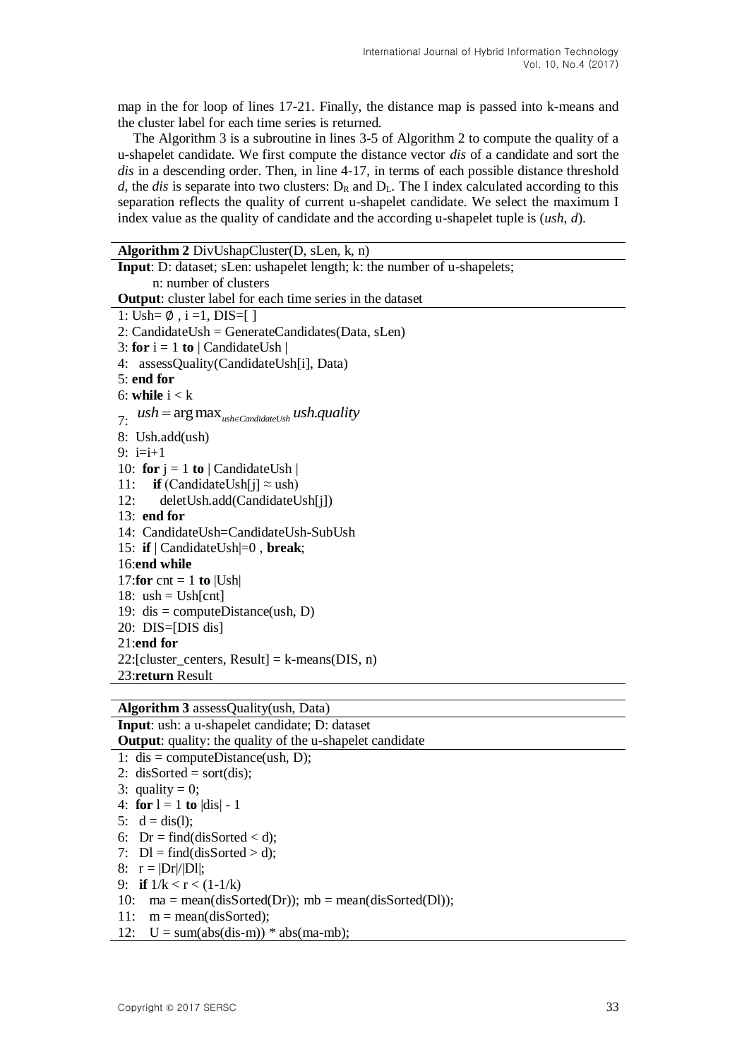map in the for loop of lines 17-21. Finally, the distance map is passed into k-means and the cluster label for each time series is returned.

The Algorithm 3 is a subroutine in lines 3-5 of Algorithm 2 to compute the quality of a u-shapelet candidate. We first compute the distance vector *dis* of a candidate and sort the *dis* in a descending order. Then, in line 4-17, in terms of each possible distance threshold *d*, the *dis* is separate into two clusters: $D_R$ and $D_L$. The I index calculated according to this separation reflects the quality of current u-shapelet candidate. We select the maximum I index value as the quality of candidate and the according u-shapelet tuple is (*ush*, *d*).

**Algorithm 2** DivUshapCluster(D, sLen, k, n)

**Input**: D: dataset; sLen: ushapelet length; k: the number of u-shapelets; n: number of clusters

**Output**: cluster label for each time series in the dataset

```
1: Ush= ∅ , i =1, DIS=[ ]
2: CandidateUsh = GenerateCandidates(Data, sLen)
3: for i = 1 to | CandidateUsh |
4:   assessQuality(CandidateUsh[i], Data)
5: end for
6: while i < k
7:   ush = argmax_{ush∈CandidateUsh} ush.quality
8:   Ush.add(ush)
9:   i=i+1
10:  for j = 1 to | CandidateUsh |
11:     if (CandidateUsh[j] ≈ ush)
12:       deletUsh.add(CandidateUsh[j])
13:  end for
14:  CandidateUsh=CandidateUsh-SubUsh
15:  if | CandidateUsh|=0 , break;
16:end while
17:for cnt = 1 to |Ush|
18:  ush = Ush[cnt]
19:  dis = computeDistance(ush, D)
20:  DIS=[DIS dis]
21:end for
22:[cluster_centers, Result] = k-means(DIS, n)
23:return Result
```

**Algorithm 3** assessQuality(ush, Data)

**Input**: ush: a u-shapelet candidate; D: dataset

**Output**: quality: the quality of the u-shapelet candidate

```
1:  dis = computeDistance(ush, D);
2:  disSorted = sort(dis);
3:  quality = 0;
4:  for l = 1 to |dis| - 1
5:    d = dis(l);
6:    Dr = find(disSorted < d);
7:    Dl = find(disSorted > d);
8:    r = |Dr|/|Dl|;
9:    if 1/k < r < (1-1/k)
10:     ma = mean(disSorted(Dr)); mb = mean(disSorted(Dl));
11:     m = mean(disSorted);
12:     U = sum(abs(dis-m)) * abs(ma-mb);
```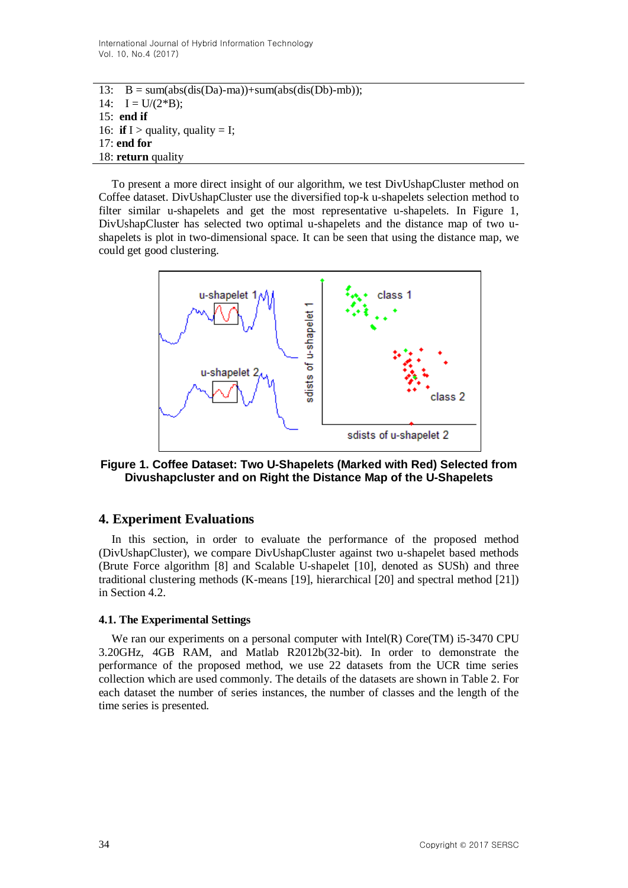```
13:   B = sum(abs(dis(Da)-ma))+sum(abs(dis(Db)-mb));
14:   I = U/(2*B);
15:  end if
16:  if I > quality, quality = I;
17: end for
18: return quality
```

To present a more direct insight of our algorithm, we test DivUshapCluster method on Coffee dataset. DivUshapCluster use the diversified top-k u-shapelets selection method to filter similar u-shapelets and get the most representative u-shapelets. In Figure 1, DivUshapCluster has selected two optimal u-shapelets and the distance map of two u-shapelets is plot in two-dimensional space. It can be seen that using the distance map, we could get good clustering.

**Figure 1. Coffee Dataset: Two U-Shapelets (Marked with Red) Selected from Divushapcluster and on Right the Distance Map of the U-Shapelets**

## 4. Experiment Evaluations

In this section, in order to evaluate the performance of the proposed method (DivUshapCluster), we compare DivUshapCluster against two u-shapelet based methods (Brute Force algorithm [8] and Scalable U-shapelet [10], denoted as SUSh) and three traditional clustering methods (K-means [19], hierarchical [20] and spectral method [21]) in Section 4.2.

### 4.1. The Experimental Settings

We ran our experiments on a personal computer with Intel(R) Core(TM) i5-3470 CPU 3.20GHz, 4GB RAM, and Matlab R2012b(32-bit). In order to demonstrate the performance of the proposed method, we use 22 datasets from the UCR time series collection which are used commonly. The details of the datasets are shown in Table 2. For each dataset the number of series instances, the number of classes and the length of the time series is presented.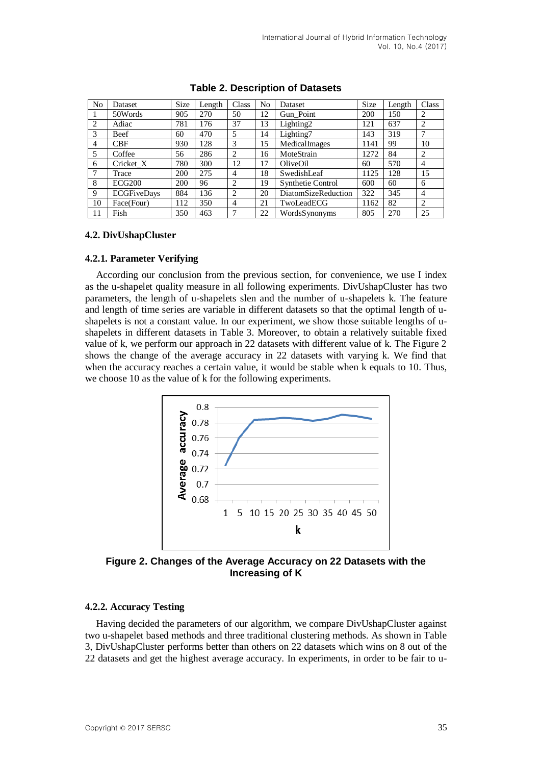**Table 2. Description of Datasets**

| No | Dataset | Size | Length | Class | No | Dataset | Size | Length | Class |
|---|---|---|---|---|---|---|---|---|---|
| 1 | 50Words | 905 | 270 | 50 | 12 | Gun_Point | 200 | 150 | 2 |
| 2 | Adiac | 781 | 176 | 37 | 13 | Lighting2 | 121 | 637 | 2 |
| 3 | Beef | 60 | 470 | 5 | 14 | Lighting7 | 143 | 319 | 7 |
| 4 | CBF | 930 | 128 | 3 | 15 | MedicalImages | 1141 | 99 | 10 |
| 5 | Coffee | 56 | 286 | 2 | 16 | MoteStrain | 1272 | 84 | 2 |
| 6 | Cricket_X | 780 | 300 | 12 | 17 | OliveOil | 60 | 570 | 4 |
| 7 | Trace | 200 | 275 | 4 | 18 | SwedishLeaf | 1125 | 128 | 15 |
| 8 | ECG200 | 200 | 96 | 2 | 19 | Synthetie Control | 600 | 60 | 6 |
| 9 | ECGFiveDays | 884 | 136 | 2 | 20 | DiatomSizeReduction | 322 | 345 | 4 |
| 10 | Face(Four) | 112 | 350 | 4 | 21 | TwoLeadECG | 1162 | 82 | 2 |
| 11 | Fish | 350 | 463 | 7 | 22 | WordsSynonyms | 805 | 270 | 25 |

### 4.2. DivUshapCluster

#### 4.2.1. Parameter Verifying

According our conclusion from the previous section, for convenience, we use I index as the u-shapelet quality measure in all following experiments. DivUshapCluster has two parameters, the length of u-shapelets slen and the number of u-shapelets k. The feature and length of time series are variable in different datasets so that the optimal length of u-shapelets is not a constant value. In our experiment, we show those suitable lengths of u-shapelets in different datasets in Table 3. Moreover, to obtain a relatively suitable fixed value of k, we perform our approach in 22 datasets with different value of k. The Figure 2 shows the change of the average accuracy in 22 datasets with varying k. We find that when the accuracy reaches a certain value, it would be stable when k equals to 10. Thus, we choose 10 as the value of k for the following experiments.

**Figure 2. Changes of the Average Accuracy on 22 Datasets with the Increasing of K**

#### 4.2.2. Accuracy Testing

Having decided the parameters of our algorithm, we compare DivUshapCluster against two u-shapelet based methods and three traditional clustering methods. As shown in Table 3, DivUshapCluster performs better than others on 22 datasets which wins on 8 out of the 22 datasets and get the highest average accuracy. In experiments, in order to be fair to u-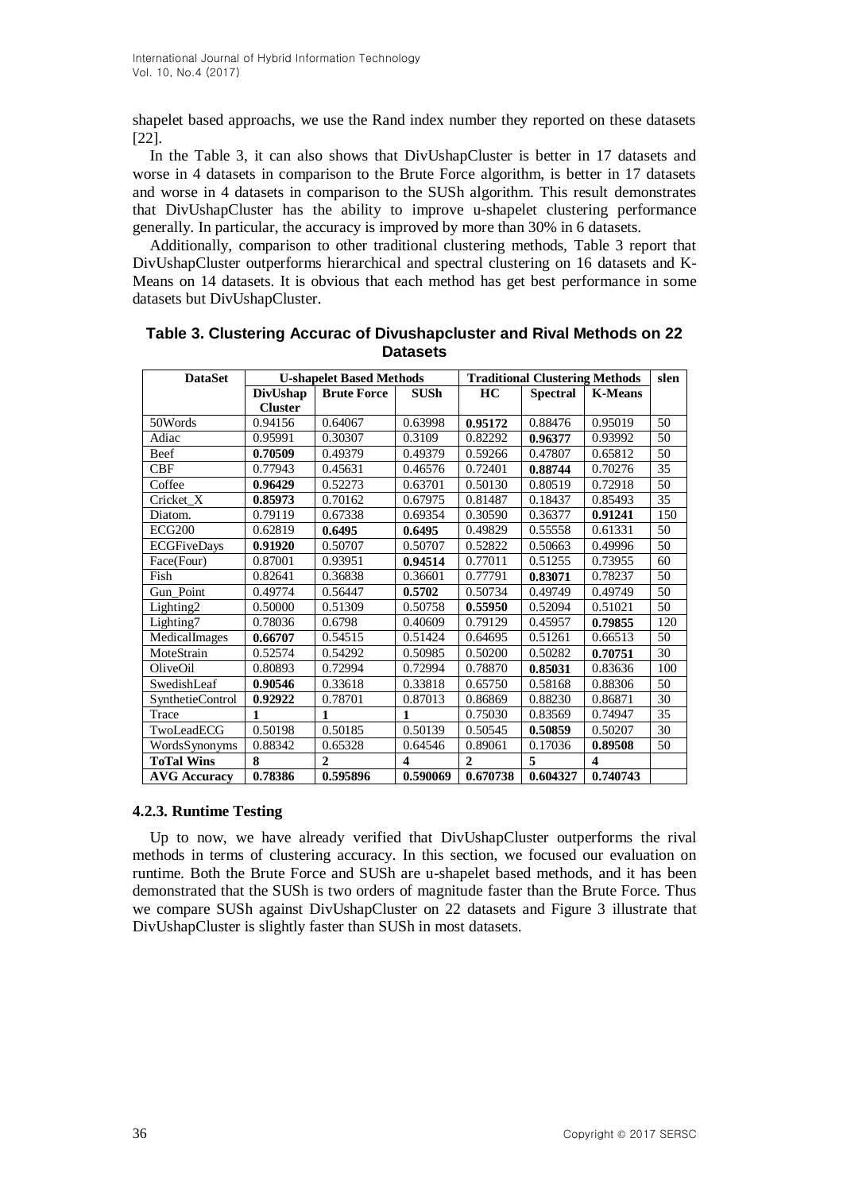shapelet based approachs, we use the Rand index number they reported on these datasets [22].

In the Table 3, it can also shows that DivUshapCluster is better in 17 datasets and worse in 4 datasets in comparison to the Brute Force algorithm, is better in 17 datasets and worse in 4 datasets in comparison to the SUSh algorithm. This result demonstrates that DivUshapCluster has the ability to improve u-shapelet clustering performance generally. In particular, the accuracy is improved by more than 30% in 6 datasets.

Additionally, comparison to other traditional clustering methods, Table 3 report that DivUshapCluster outperforms hierarchical and spectral clustering on 16 datasets and K-Means on 14 datasets. It is obvious that each method has get best performance in some datasets but DivUshapCluster.

**Table 3. Clustering Accurac of Divushapcluster and Rival Methods on 22 Datasets**

| DataSet | U-shapelet Based Methods | | | Traditional Clustering Methods | | | slen |
|---|---|---|---|---|---|---|---|
| | DivUshap Cluster | Brute Force | SUSh | HC | Spectral | K-Means | |
| 50Words | 0.94156 | 0.64067 | 0.63998 | **0.95172** | 0.88476 | 0.95019 | 50 |
| Adiac | 0.95991 | 0.30307 | 0.3109 | 0.82292 | **0.96377** | 0.93992 | 50 |
| Beef | **0.70509** | 0.49379 | 0.49379 | 0.59266 | 0.47807 | 0.65812 | 50 |
| CBF | 0.77943 | 0.45631 | 0.46576 | 0.72401 | **0.88744** | 0.70276 | 35 |
| Coffee | **0.96429** | 0.52273 | 0.63701 | 0.50130 | 0.80519 | 0.72918 | 50 |
| Cricket_X | **0.85973** | 0.70162 | 0.67975 | 0.81487 | 0.18437 | 0.85493 | 35 |
| Diatom. | 0.79119 | 0.67338 | 0.69354 | 0.30590 | 0.36377 | **0.91241** | 150 |
| ECG200 | 0.62819 | **0.6495** | **0.6495** | 0.49829 | 0.55558 | 0.61331 | 50 |
| ECGFiveDays | **0.91920** | 0.50707 | 0.50707 | 0.52822 | 0.50663 | 0.49996 | 50 |
| Face(Four) | 0.87001 | 0.93951 | **0.94514** | 0.77011 | 0.51255 | 0.73955 | 60 |
| Fish | 0.82641 | 0.36838 | 0.36601 | 0.77791 | **0.83071** | 0.78237 | 50 |
| Gun_Point | 0.49774 | 0.56447 | **0.5702** | 0.50734 | 0.49749 | 0.49749 | 50 |
| Lighting2 | 0.50000 | 0.51309 | 0.50758 | **0.55950** | 0.52094 | 0.51021 | 50 |
| Lighting7 | 0.78036 | 0.6798 | 0.40609 | 0.79129 | 0.45957 | **0.79855** | 120 |
| MedicalImages | **0.66707** | 0.54515 | 0.51424 | 0.64695 | 0.51261 | 0.66513 | 50 |
| MoteStrain | 0.52574 | 0.54292 | 0.50985 | 0.50200 | 0.50282 | **0.70751** | 30 |
| OliveOil | 0.80893 | 0.72994 | 0.72994 | 0.78870 | **0.85031** | 0.83636 | 100 |
| SwedishLeaf | **0.90546** | 0.33618 | 0.33818 | 0.65750 | 0.58168 | 0.88306 | 50 |
| SynthetieControl | **0.92922** | 0.78701 | 0.87013 | 0.86869 | 0.88230 | 0.86871 | 30 |
| Trace | **1** | **1** | **1** | 0.75030 | 0.83569 | 0.74947 | 35 |
| TwoLeadECG | 0.50198 | 0.50185 | 0.50139 | 0.50545 | **0.50859** | 0.50207 | 30 |
| WordsSynonyms | 0.88342 | 0.65328 | 0.64546 | 0.89061 | 0.17036 | **0.89508** | 50 |
| **ToTal Wins** | **8** | **2** | **4** | **2** | **5** | **4** | |
| **AVG Accuracy** | **0.78386** | **0.595896** | **0.590069** | **0.670738** | **0.604327** | **0.740743** | |

### 4.2.3. Runtime Testing

Up to now, we have already verified that DivUshapCluster outperforms the rival methods in terms of clustering accuracy. In this section, we focused our evaluation on runtime. Both the Brute Force and SUSh are u-shapelet based methods, and it has been demonstrated that the SUSh is two orders of magnitude faster than the Brute Force. Thus we compare SUSh against DivUshapCluster on 22 datasets and Figure 3 illustrate that DivUshapCluster is slightly faster than SUSh in most datasets.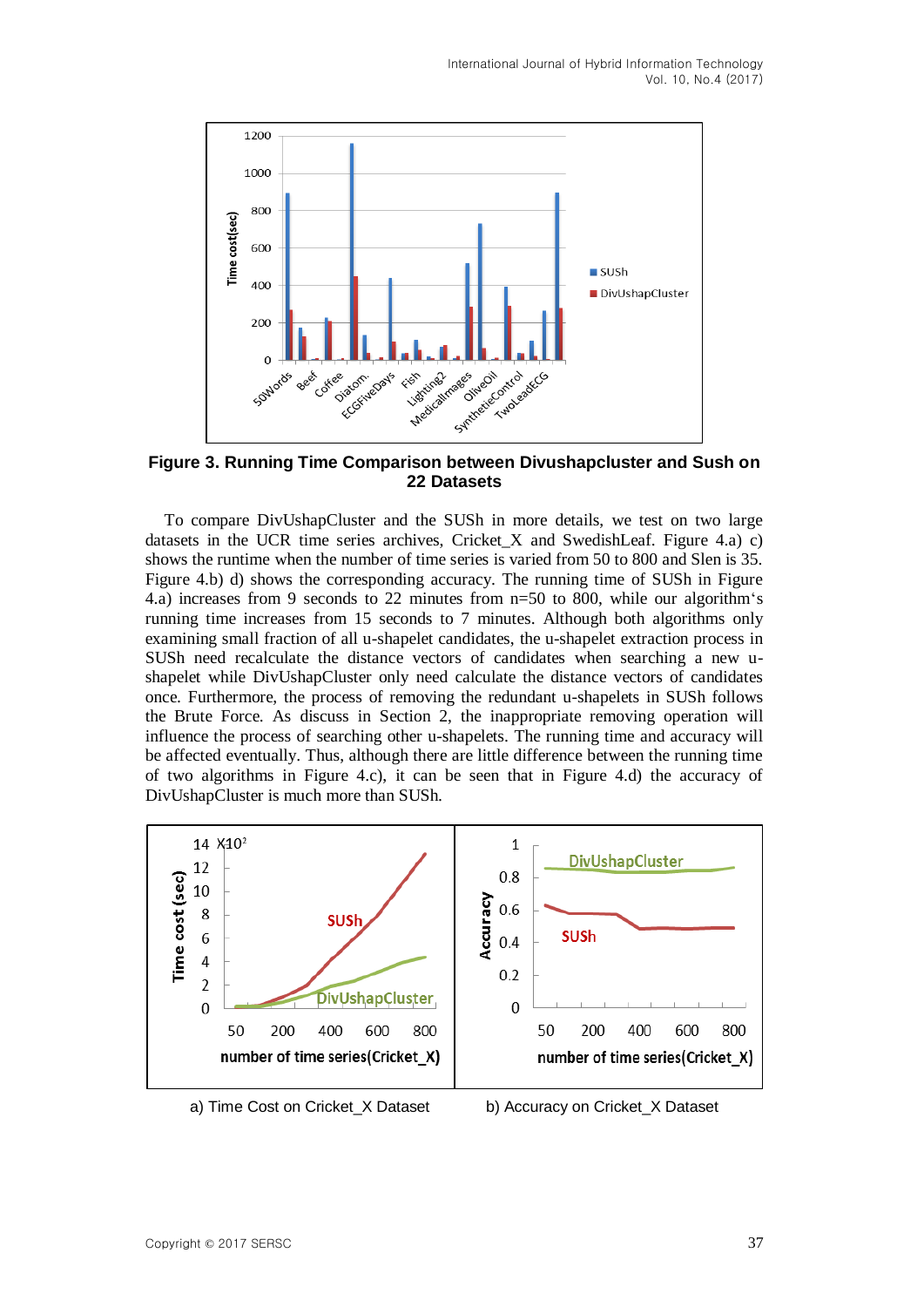**Figure 3. Running Time Comparison between Divushapcluster and Sush on 22 Datasets**

To compare DivUshapCluster and the SUSh in more details, we test on two large datasets in the UCR time series archives, Cricket_X and SwedishLeaf. Figure 4.a) c) shows the runtime when the number of time series is varied from 50 to 800 and Slen is 35. Figure 4.b) d) shows the corresponding accuracy. The running time of SUSh in Figure 4.a) increases from 9 seconds to 22 minutes from n=50 to 800, while our algorithm's running time increases from 15 seconds to 7 minutes. Although both algorithms only examining small fraction of all u-shapelet candidates, the u-shapelet extraction process in SUSh need recalculate the distance vectors of candidates when searching a new u-shapelet while DivUshapCluster only need calculate the distance vectors of candidates once. Furthermore, the process of removing the redundant u-shapelets in SUSh follows the Brute Force. As discuss in Section 2, the inappropriate removing operation will influence the process of searching other u-shapelets. The running time and accuracy will be affected eventually. Thus, although there are little difference between the running time of two algorithms in Figure 4.c), it can be seen that in Figure 4.d) the accuracy of DivUshapCluster is much more than SUSh.

a) Time Cost on Cricket_X Dataset

b) Accuracy on Cricket_X Dataset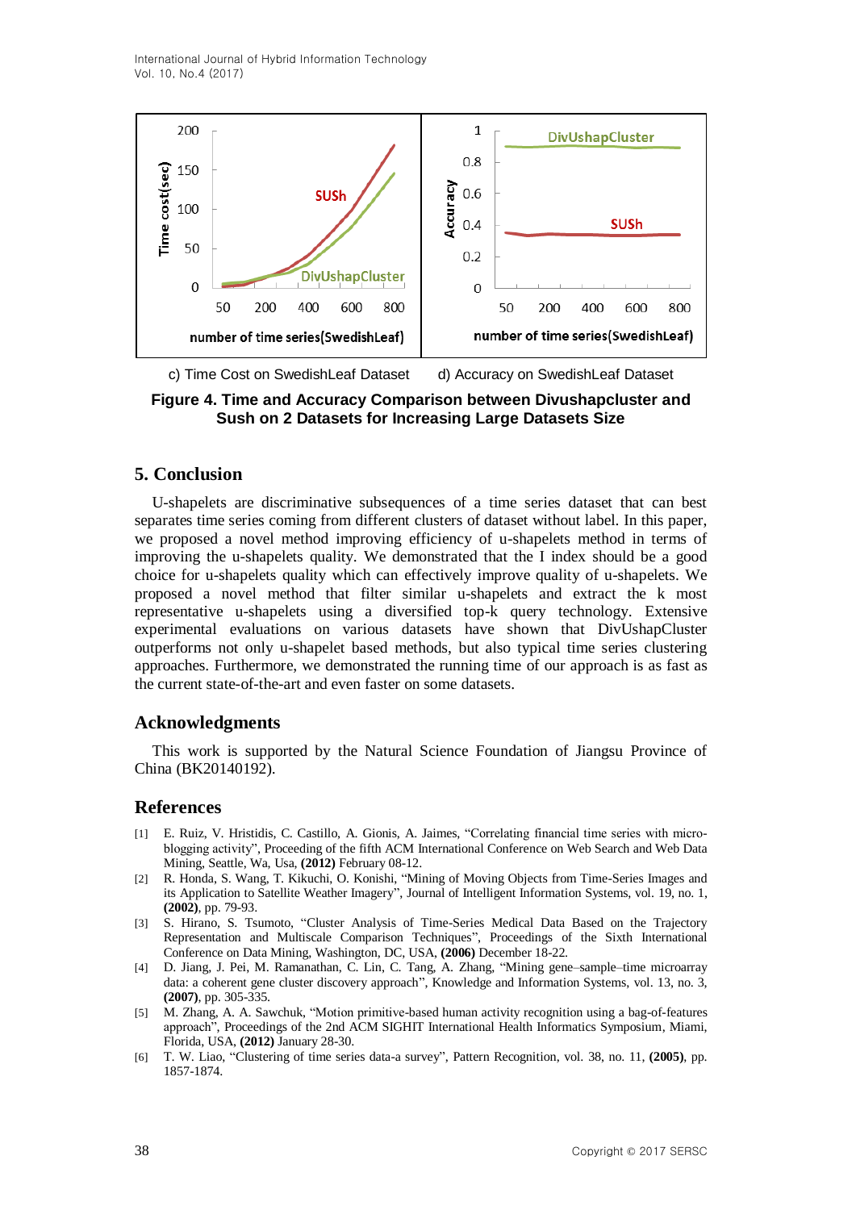c) Time Cost on SwedishLeaf Dataset d) Accuracy on SwedishLeaf Dataset

**Figure 4. Time and Accuracy Comparison between Divushapcluster and Sush on 2 Datasets for Increasing Large Datasets Size**

## 5. Conclusion

U-shapelets are discriminative subsequences of a time series dataset that can best separates time series coming from different clusters of dataset without label. In this paper, we proposed a novel method improving efficiency of u-shapelets method in terms of improving the u-shapelets quality. We demonstrated that the I index should be a good choice for u-shapelets quality which can effectively improve quality of u-shapelets. We proposed a novel method that filter similar u-shapelets and extract the k most representative u-shapelets using a diversified top-k query technology. Extensive experimental evaluations on various datasets have shown that DivUshapCluster outperforms not only u-shapelet based methods, but also typical time series clustering approaches. Furthermore, we demonstrated the running time of our approach is as fast as the current state-of-the-art and even faster on some datasets.

## Acknowledgments

This work is supported by the Natural Science Foundation of Jiangsu Province of China (BK20140192).

## References

[1] E. Ruiz, V. Hristidis, C. Castillo, A. Gionis, A. Jaimes, "Correlating financial time series with micro-blogging activity", Proceeding of the fifth ACM International Conference on Web Search and Web Data Mining, Seattle, Wa, Usa, **(2012)** February 08-12.

[2] R. Honda, S. Wang, T. Kikuchi, O. Konishi, "Mining of Moving Objects from Time-Series Images and its Application to Satellite Weather Imagery", Journal of Intelligent Information Systems, vol. 19, no. 1, **(2002)**, pp. 79-93.

[3] S. Hirano, S. Tsumoto, "Cluster Analysis of Time-Series Medical Data Based on the Trajectory Representation and Multiscale Comparison Techniques", Proceedings of the Sixth International Conference on Data Mining, Washington, DC, USA, **(2006)** December 18-22.

[4] D. Jiang, J. Pei, M. Ramanathan, C. Lin, C. Tang, A. Zhang, "Mining gene–sample–time microarray data: a coherent gene cluster discovery approach", Knowledge and Information Systems, vol. 13, no. 3, **(2007)**, pp. 305-335.

[5] M. Zhang, A. A. Sawchuk, "Motion primitive-based human activity recognition using a bag-of-features approach", Proceedings of the 2nd ACM SIGHIT International Health Informatics Symposium, Miami, Florida, USA, **(2012)** January 28-30.

[6] T. W. Liao, "Clustering of time series data-a survey", Pattern Recognition, vol. 38, no. 11, **(2005)**, pp. 1857-1874.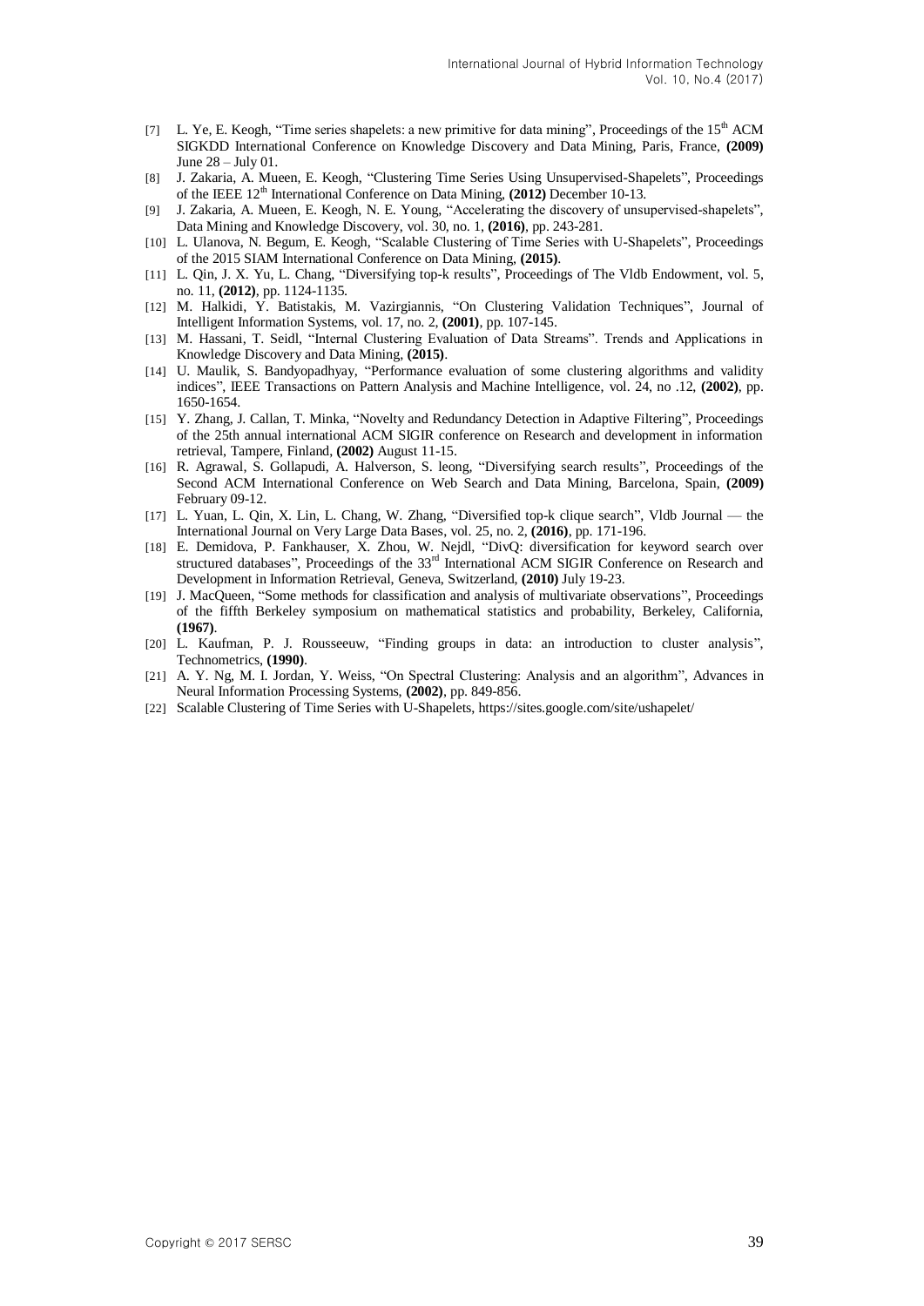[7] L. Ye, E. Keogh, "Time series shapelets: a new primitive for data mining", Proceedings of the 15th ACM SIGKDD International Conference on Knowledge Discovery and Data Mining, Paris, France, **(2009)** June 28 – July 01.

[8] J. Zakaria, A. Mueen, E. Keogh, "Clustering Time Series Using Unsupervised-Shapelets", Proceedings of the IEEE 12th International Conference on Data Mining, **(2012)** December 10-13.

[9] J. Zakaria, A. Mueen, E. Keogh, N. E. Young, "Accelerating the discovery of unsupervised-shapelets", Data Mining and Knowledge Discovery, vol. 30, no. 1, **(2016)**, pp. 243-281.

[10] L. Ulanova, N. Begum, E. Keogh, "Scalable Clustering of Time Series with U-Shapelets", Proceedings of the 2015 SIAM International Conference on Data Mining, **(2015)**.

[11] L. Qin, J. X. Yu, L. Chang, "Diversifying top-k results", Proceedings of The Vldb Endowment, vol. 5, no. 11, **(2012)**, pp. 1124-1135.

[12] M. Halkidi, Y. Batistakis, M. Vazirgiannis, "On Clustering Validation Techniques", Journal of Intelligent Information Systems, vol. 17, no. 2, **(2001)**, pp. 107-145.

[13] M. Hassani, T. Seidl, "Internal Clustering Evaluation of Data Streams". Trends and Applications in Knowledge Discovery and Data Mining, **(2015)**.

[14] U. Maulik, S. Bandyopadhyay, "Performance evaluation of some clustering algorithms and validity indices", IEEE Transactions on Pattern Analysis and Machine Intelligence, vol. 24, no .12, **(2002)**, pp. 1650-1654.

[15] Y. Zhang, J. Callan, T. Minka, "Novelty and Redundancy Detection in Adaptive Filtering", Proceedings of the 25th annual international ACM SIGIR conference on Research and development in information retrieval, Tampere, Finland, **(2002)** August 11-15.

[16] R. Agrawal, S. Gollapudi, A. Halverson, S. leong, "Diversifying search results", Proceedings of the Second ACM International Conference on Web Search and Data Mining, Barcelona, Spain, **(2009)** February 09-12.

[17] L. Yuan, L. Qin, X. Lin, L. Chang, W. Zhang, "Diversified top-k clique search", Vldb Journal — the International Journal on Very Large Data Bases, vol. 25, no. 2, **(2016)**, pp. 171-196.

[18] E. Demidova, P. Fankhauser, X. Zhou, W. Nejdl, "DivQ: diversification for keyword search over structured databases", Proceedings of the 33rd International ACM SIGIR Conference on Research and Development in Information Retrieval, Geneva, Switzerland, **(2010)** July 19-23.

[19] J. MacQueen, "Some methods for classification and analysis of multivariate observations", Proceedings of the fiffth Berkeley symposium on mathematical statistics and probability, Berkeley, California, **(1967)**.

[20] L. Kaufman, P. J. Rousseeuw, "Finding groups in data: an introduction to cluster analysis", Technometrics, **(1990)**.

[21] A. Y. Ng, M. I. Jordan, Y. Weiss, "On Spectral Clustering: Analysis and an algorithm", Advances in Neural Information Processing Systems, **(2002)**, pp. 849-856.

[22] Scalable Clustering of Time Series with U-Shapelets, https://sites.google.com/site/ushapelet/